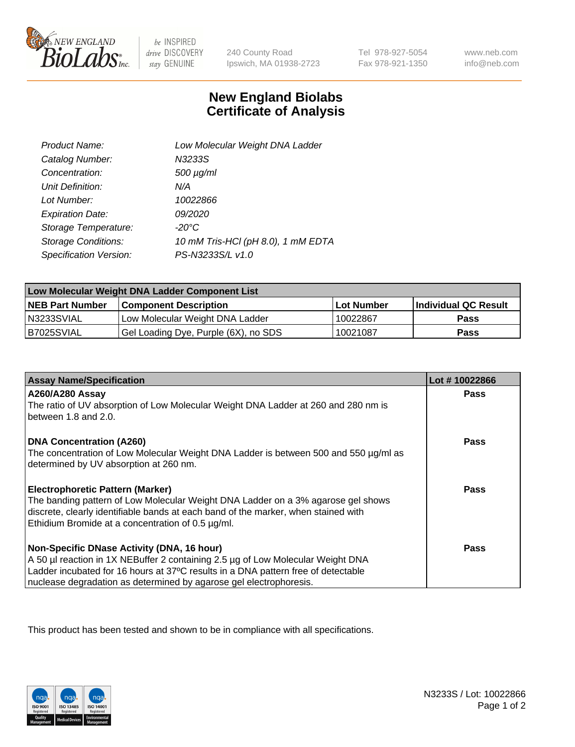# New England Biolabs Certificate of Analysis

| | |
|---|---|
| *Product Name:* | *Low Molecular Weight DNA Ladder* |
| *Catalog Number:* | *N3233S* |
| *Concentration:* | *500 µg/ml* |
| *Unit Definition:* | *N/A* |
| *Lot Number:* | *10022866* |
| *Expiration Date:* | *09/2020* |
| *Storage Temperature:* | *-20°C* |
| *Storage Conditions:* | *10 mM Tris-HCl (pH 8.0), 1 mM EDTA* |
| *Specification Version:* | *PS-N3233S/L v1.0* |

| Low Molecular Weight DNA Ladder Component List | | | |
|---|---|---|---|
| **NEB Part Number** | **Component Description** | **Lot Number** | **Individual QC Result** |
| N3233SVIAL | Low Molecular Weight DNA Ladder | 10022867 | **Pass** |
| B7025SVIAL | Gel Loading Dye, Purple (6X), no SDS | 10021087 | **Pass** |

| Assay Name/Specification | Lot # 10022866 |
|---|---|
| **A260/A280 Assay** The ratio of UV absorption of Low Molecular Weight DNA Ladder at 260 and 280 nm is between 1.8 and 2.0. | **Pass** |
| **DNA Concentration (A260)** The concentration of Low Molecular Weight DNA Ladder is between 500 and 550 µg/ml as determined by UV absorption at 260 nm. | **Pass** |
| **Electrophoretic Pattern (Marker)** The banding pattern of Low Molecular Weight DNA Ladder on a 3% agarose gel shows discrete, clearly identifiable bands at each band of the marker, when stained with Ethidium Bromide at a concentration of 0.5 µg/ml. | **Pass** |
| **Non-Specific DNase Activity (DNA, 16 hour)** A 50 µl reaction in 1X NEBuffer 2 containing 2.5 µg of Low Molecular Weight DNA Ladder incubated for 16 hours at 37ºC results in a DNA pattern free of detectable nuclease degradation as determined by agarose gel electrophoresis. | **Pass** |

This product has been tested and shown to be in compliance with all specifications.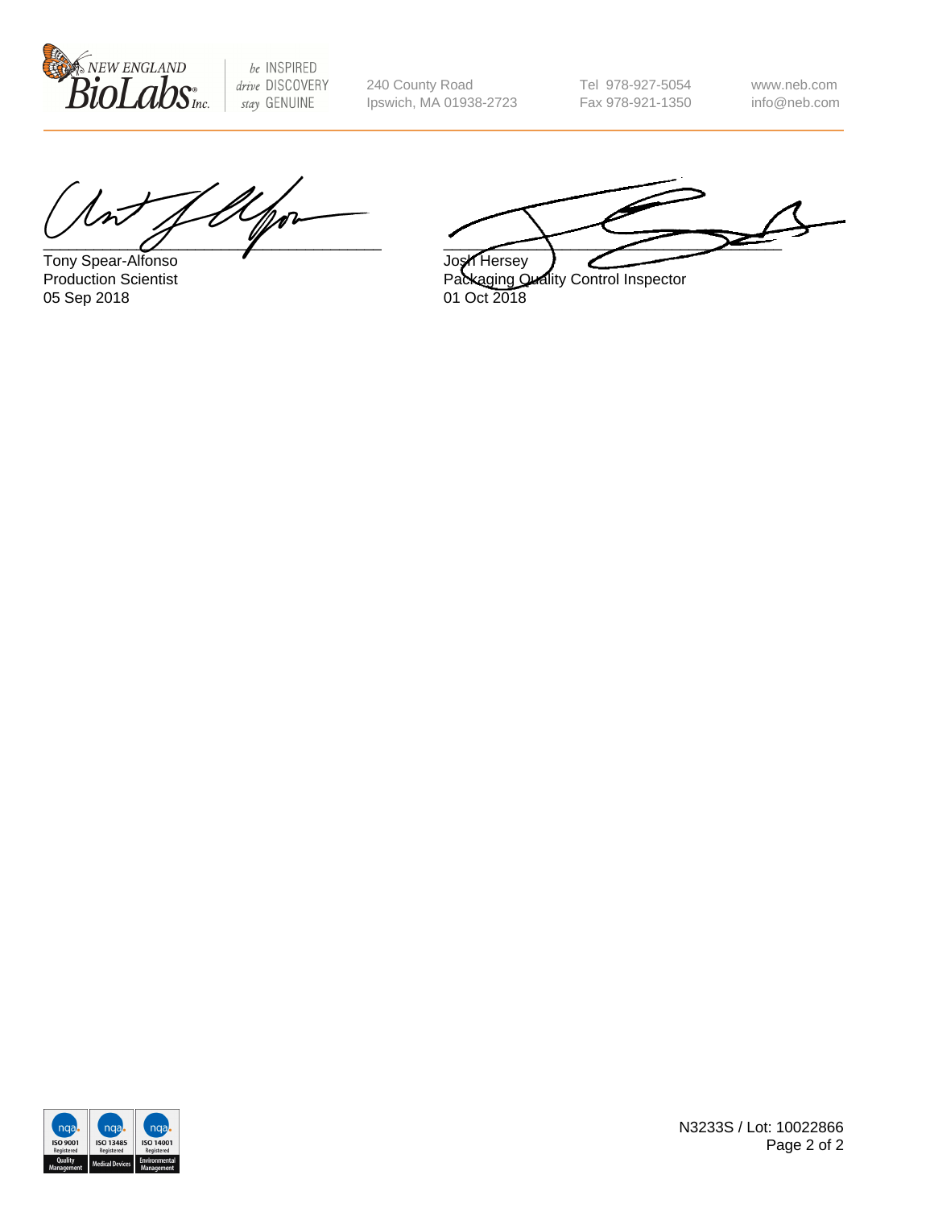Tony Spear-Alfonso
Production Scientist
05 Sep 2018

Josh Hersey
Packaging Quality Control Inspector
01 Oct 2018

N3233S / Lot: 10022866